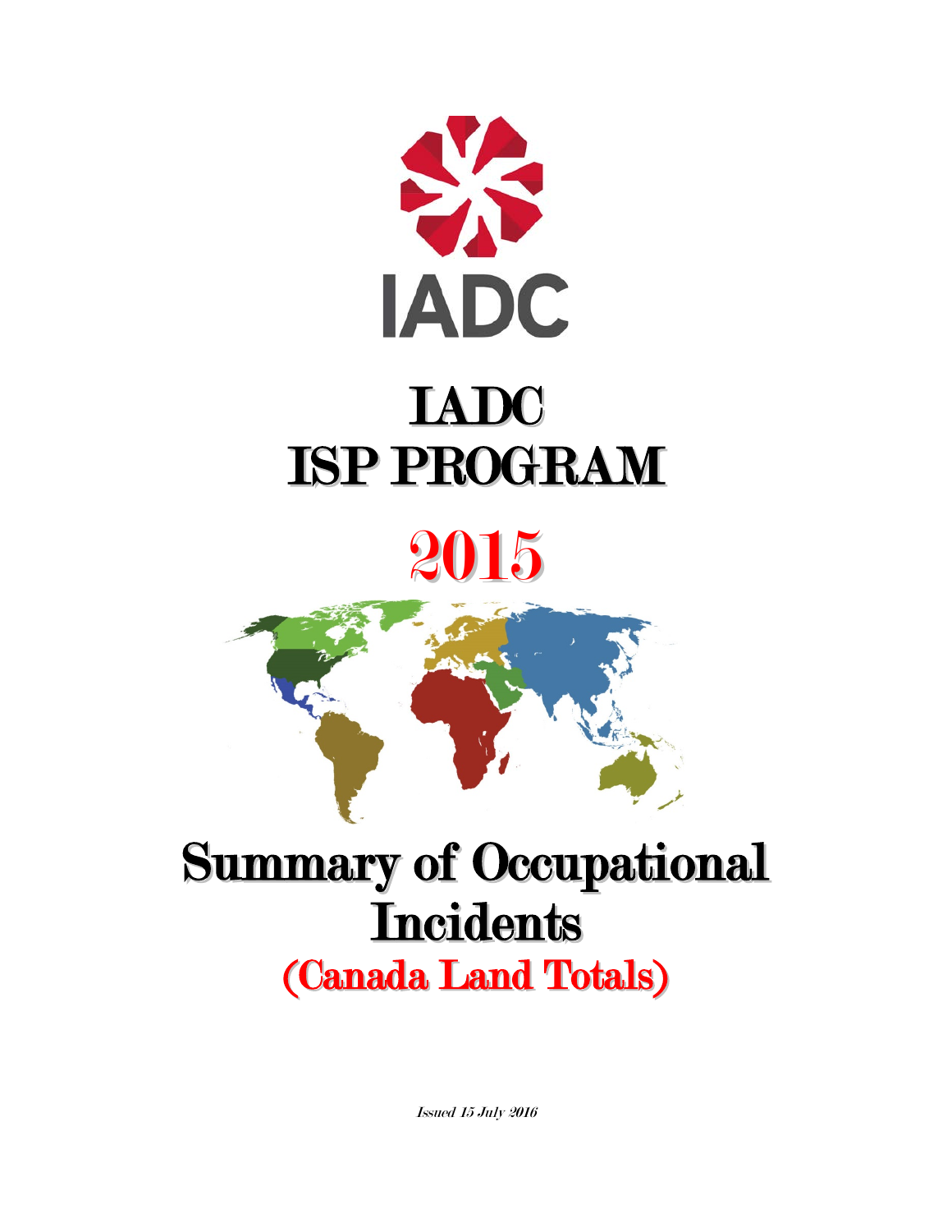IADC

# IADC ISP PROGRAM

# 2015

# Summary of Occupational Incidents

## (Canada Land Totals)

*Issued 15 July 2016*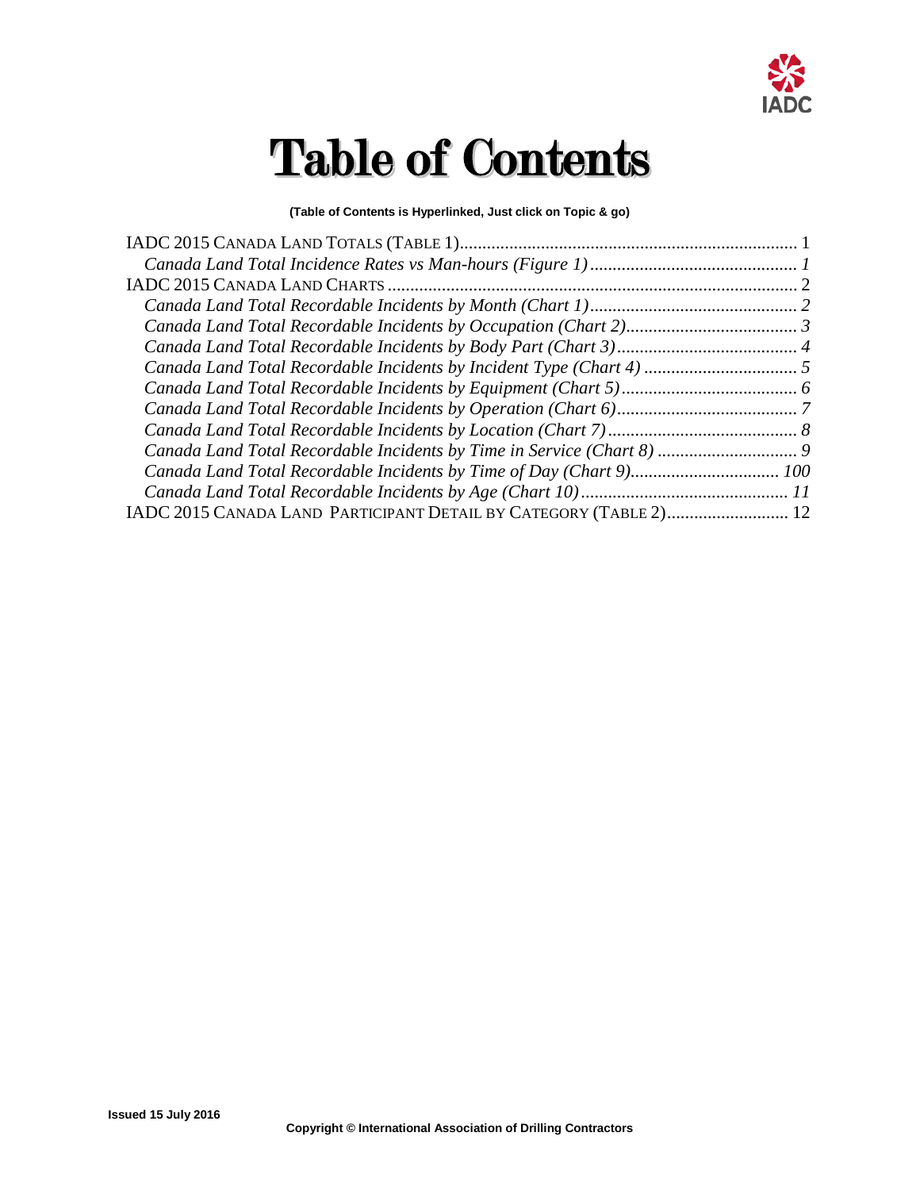# Table of Contents

**(Table of Contents is Hyperlinked, Just click on Topic & go)**

IADC 2015 CANADA LAND TOTALS (TABLE 1) .......................................................................... 1

*Canada Land Total Incidence Rates vs Man-hours (Figure 1) ............................................. 1*

IADC 2015 CANADA LAND CHARTS ......................................................................................... 2

*Canada Land Total Recordable Incidents by Month (Chart 1) ............................................. 2*

*Canada Land Total Recordable Incidents by Occupation (Chart 2) ...................................... 3*

*Canada Land Total Recordable Incidents by Body Part (Chart 3) ........................................ 4*

*Canada Land Total Recordable Incidents by Incident Type (Chart 4) .................................. 5*

*Canada Land Total Recordable Incidents by Equipment (Chart 5) ....................................... 6*

*Canada Land Total Recordable Incidents by Operation (Chart 6) ........................................ 7*

*Canada Land Total Recordable Incidents by Location (Chart 7) .......................................... 8*

*Canada Land Total Recordable Incidents by Time in Service (Chart 8) ............................... 9*

*Canada Land Total Recordable Incidents by Time of Day (Chart 9) ................................. 100*

*Canada Land Total Recordable Incidents by Age (Chart 10) ............................................. 11*

IADC 2015 CANADA LAND PARTICIPANT DETAIL BY CATEGORY (TABLE 2) ........................... 12

**Issued 15 July 2016**

**Copyright © International Association of Drilling Contractors**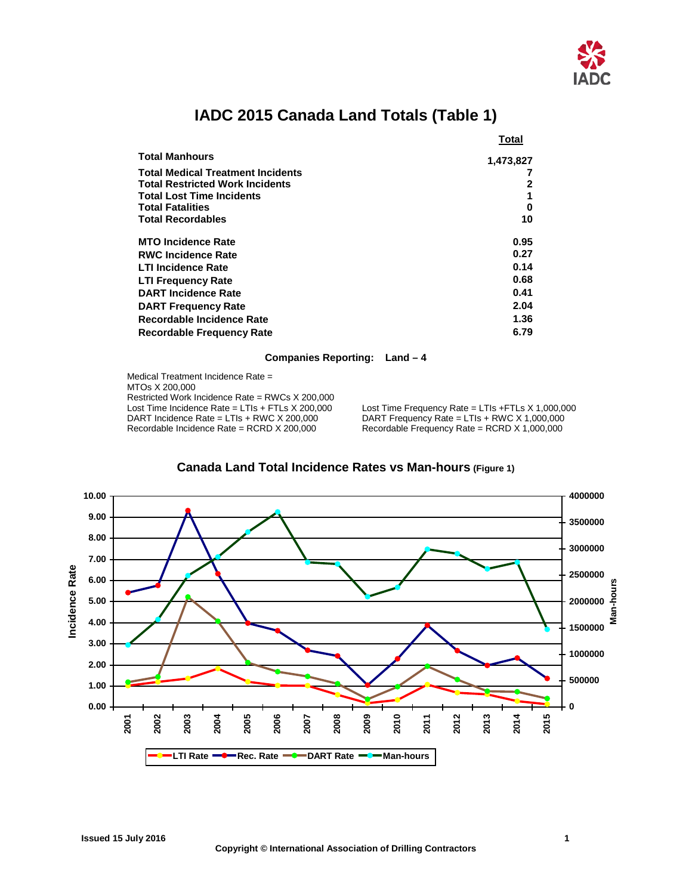# IADC 2015 Canada Land Totals (Table 1)

| | Total |
|---|---|
| **Total Manhours** | **1,473,827** |
| **Total Medical Treatment Incidents** | **7** |
| **Total Restricted Work Incidents** | **2** |
| **Total Lost Time Incidents** | **1** |
| **Total Fatalities** | **0** |
| **Total Recordables** | **10** |
| **MTO Incidence Rate** | **0.95** |
| **RWC Incidence Rate** | **0.27** |
| **LTI Incidence Rate** | **0.14** |
| **LTI Frequency Rate** | **0.68** |
| **DART Incidence Rate** | **0.41** |
| **DART Frequency Rate** | **2.04** |
| **Recordable Incidence Rate** | **1.36** |
| **Recordable Frequency Rate** | **6.79** |

**Companies Reporting: Land – 4**

Medical Treatment Incidence Rate = MTOs X 200,000
Restricted Work Incidence Rate = RWCs X 200,000
Lost Time Incidence Rate = LTIs + FTLs X 200,000
DART Incidence Rate = LTIs + RWC X 200,000
Recordable Incidence Rate = RCRD X 200,000

Lost Time Frequency Rate = LTIs +FTLs X 1,000,000
DART Frequency Rate = LTIs + RWC X 1,000,000
Recordable Frequency Rate = RCRD X 1,000,000

**Canada Land Total Incidence Rates vs Man-hours (Figure 1)**

Copyright © International Association of Drilling Contractors

Issued 15 July 2016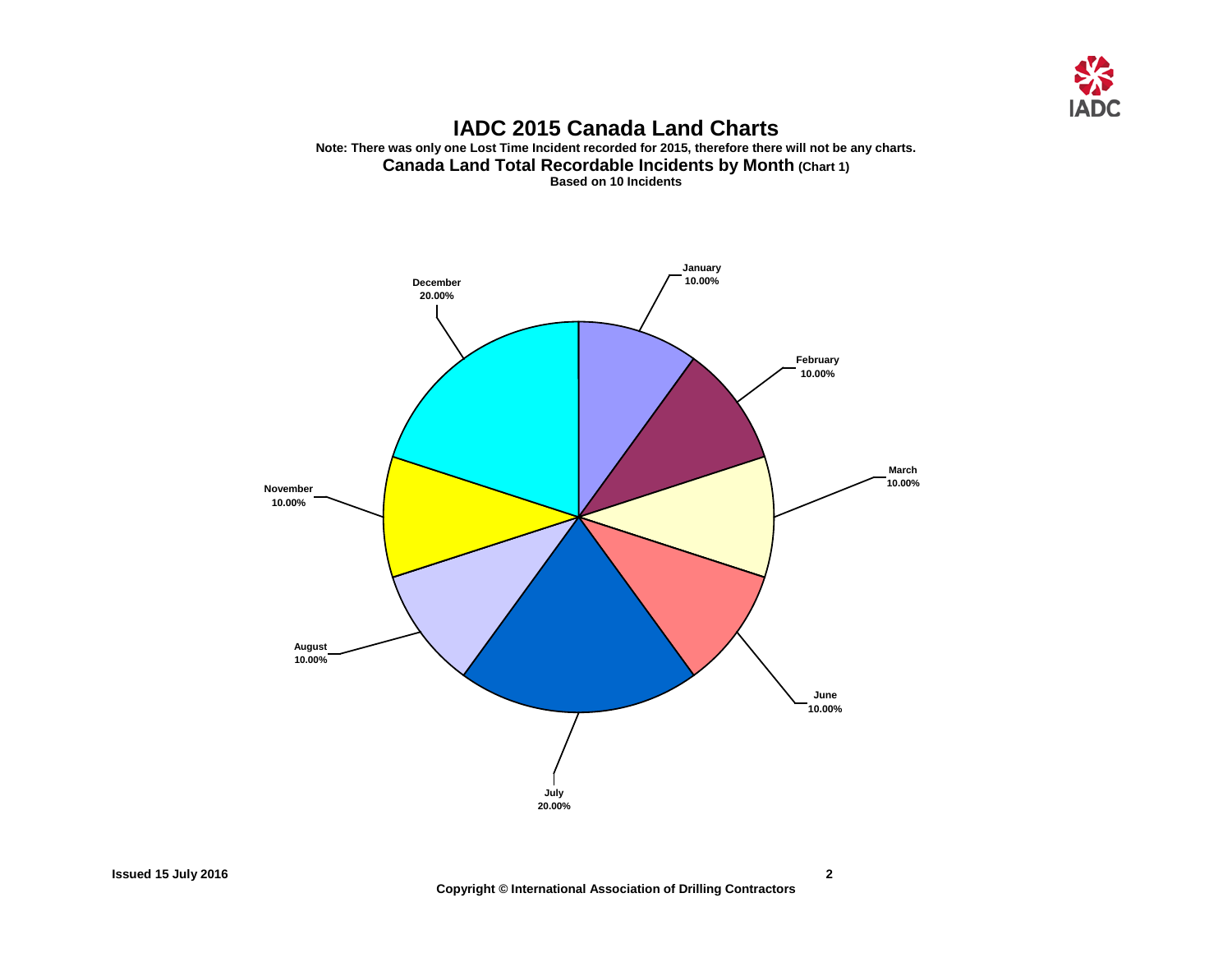# IADC 2015 Canada Land Charts

**Note: There was only one Lost Time Incident recorded for 2015, therefore there will not be any charts.**

## Canada Land Total Recordable Incidents by Month (Chart 1)

**Based on 10 Incidents**

| Month | Percentage |
|---|---|
| January | 10.00% |
| February | 10.00% |
| March | 10.00% |
| June | 10.00% |
| July | 20.00% |
| August | 10.00% |
| November | 10.00% |
| December | 20.00% |

Copyright © International Association of Drilling Contractors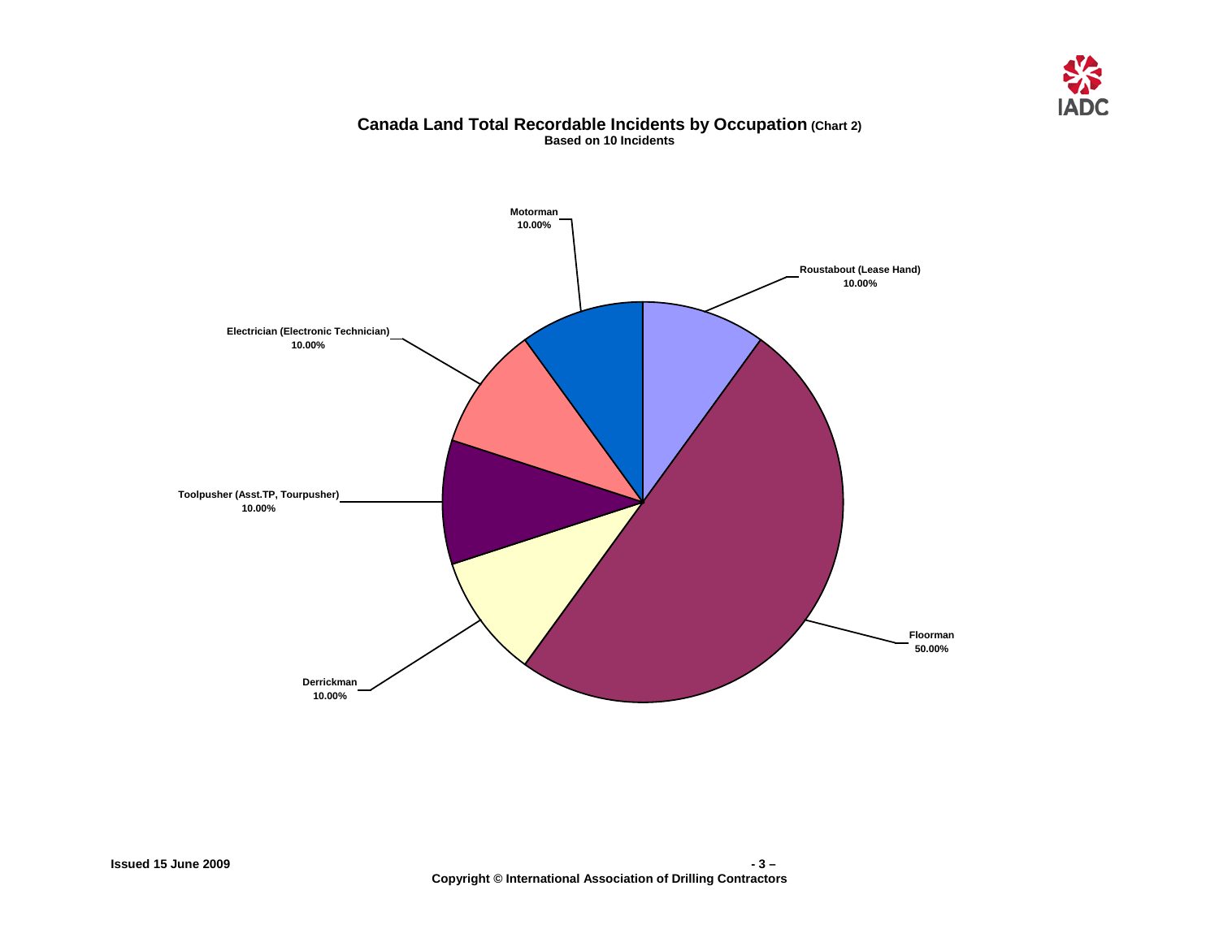## Canada Land Total Recordable Incidents by Occupation (Chart 2)

**Based on 10 Incidents**

| Occupation | Percentage |
|---|---|
| Motorman | 10.00% |
| Roustabout (Lease Hand) | 10.00% |
| Electrician (Electronic Technician) | 10.00% |
| Toolpusher (Asst.TP, Tourpusher) | 10.00% |
| Derrickman | 10.00% |
| Floorman | 50.00% |

Issued 15 June 2009

Copyright © International Association of Drilling Contractors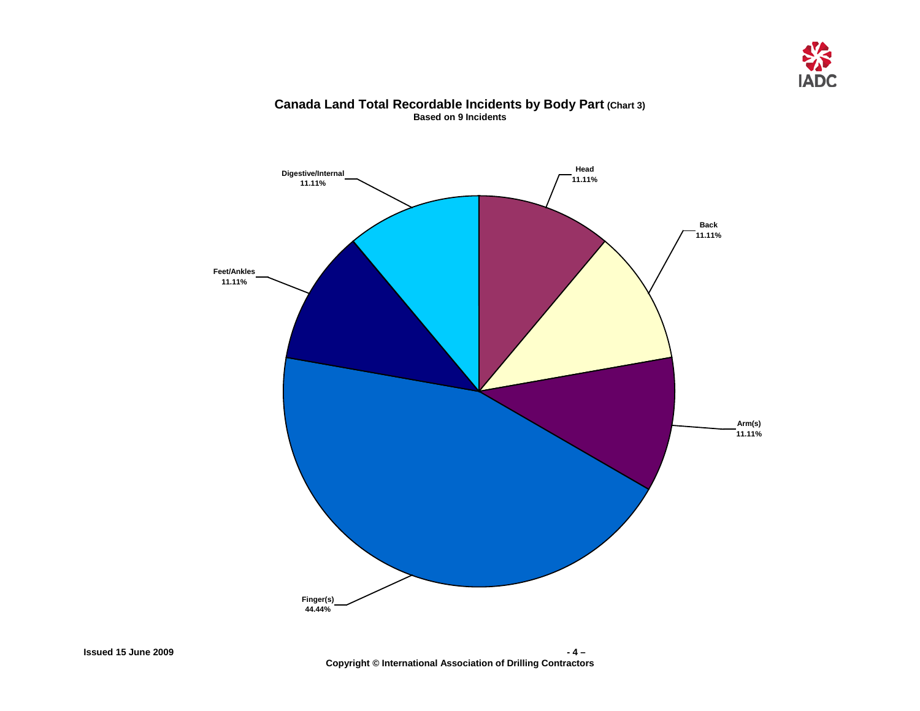## Canada Land Total Recordable Incidents by Body Part (Chart 3)

**Based on 9 Incidents**

| Body Part | Percentage |
| --- | --- |
| Head | 11.11% |
| Back | 11.11% |
| Arm(s) | 11.11% |
| Finger(s) | 44.44% |
| Feet/Ankles | 11.11% |
| Digestive/Internal | 11.11% |

**Issued 15 June 2009**

**Copyright © International Association of Drilling Contractors**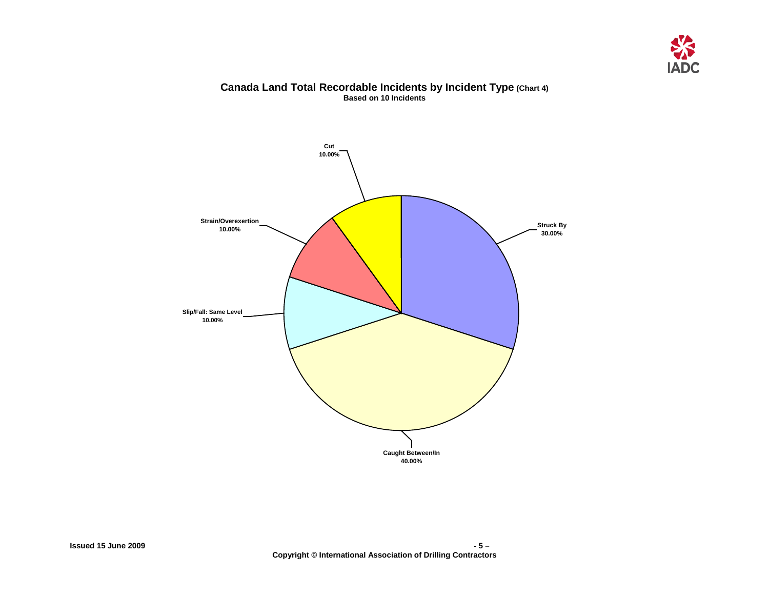# Canada Land Total Recordable Incidents by Incident Type (Chart 4)

**Based on 10 Incidents**

| Incident Type | Percentage |
|---|---|
| Struck By | 30.00% |
| Caught Between/In | 40.00% |
| Slip/Fall: Same Level | 10.00% |
| Strain/Overexertion | 10.00% |
| Cut | 10.00% |

Issued 15 June 2009

Copyright © International Association of Drilling Contractors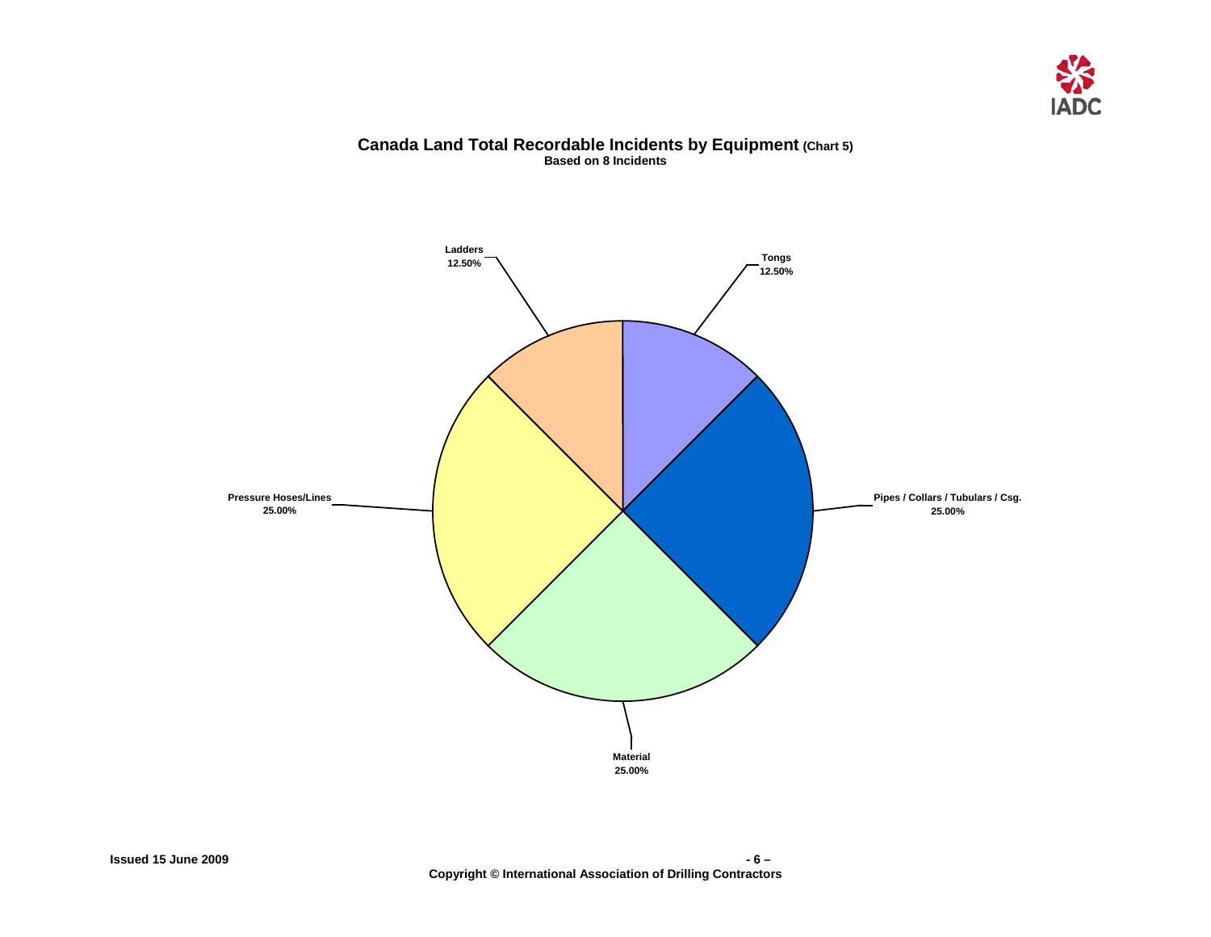## Canada Land Total Recordable Incidents by Equipment (Chart 5)

**Based on 8 Incidents**

Ladders
12.50%

Tongs
12.50%

Pressure Hoses/Lines
25.00%

Pipes / Collars / Tubulars / Csg.
25.00%

Material
25.00%

Issued 15 June 2009

Copyright © International Association of Drilling Contractors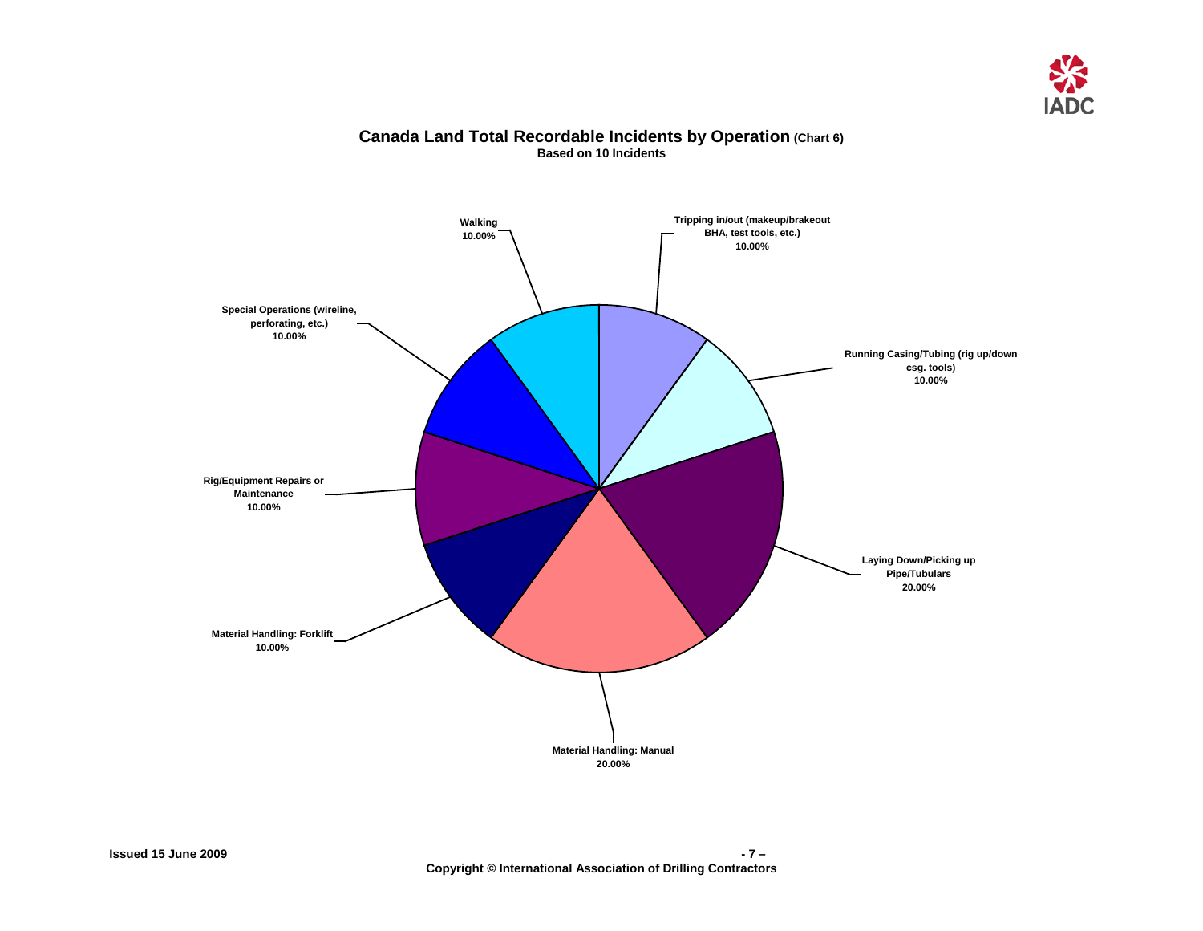## Canada Land Total Recordable Incidents by Operation (Chart 6)

**Based on 10 Incidents**

| Operation | Percentage |
|---|---|
| Tripping in/out (makeup/brakeout BHA, test tools, etc.) | 10.00% |
| Running Casing/Tubing (rig up/down csg. tools) | 10.00% |
| Laying Down/Picking up Pipe/Tubulars | 20.00% |
| Material Handling: Manual | 20.00% |
| Material Handling: Forklift | 10.00% |
| Rig/Equipment Repairs or Maintenance | 10.00% |
| Special Operations (wireline, perforating, etc.) | 10.00% |
| Walking | 10.00% |

Issued 15 June 2009

Copyright © International Association of Drilling Contractors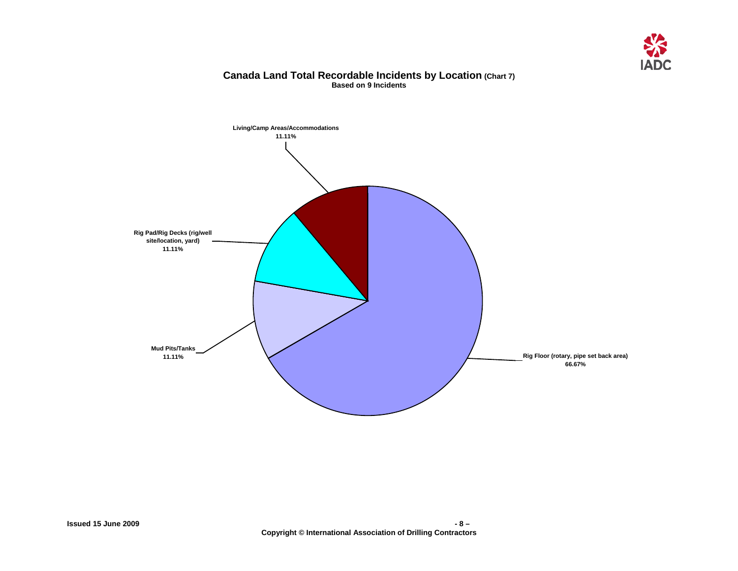## Canada Land Total Recordable Incidents by Location (Chart 7)

**Based on 9 Incidents**

Living/Camp Areas/Accommodations
11.11%

Rig Pad/Rig Decks (rig/well site/location, yard)
11.11%

Mud Pits/Tanks
11.11%

Rig Floor (rotary, pipe set back area)
66.67%

Issued 15 June 2009

Copyright © International Association of Drilling Contractors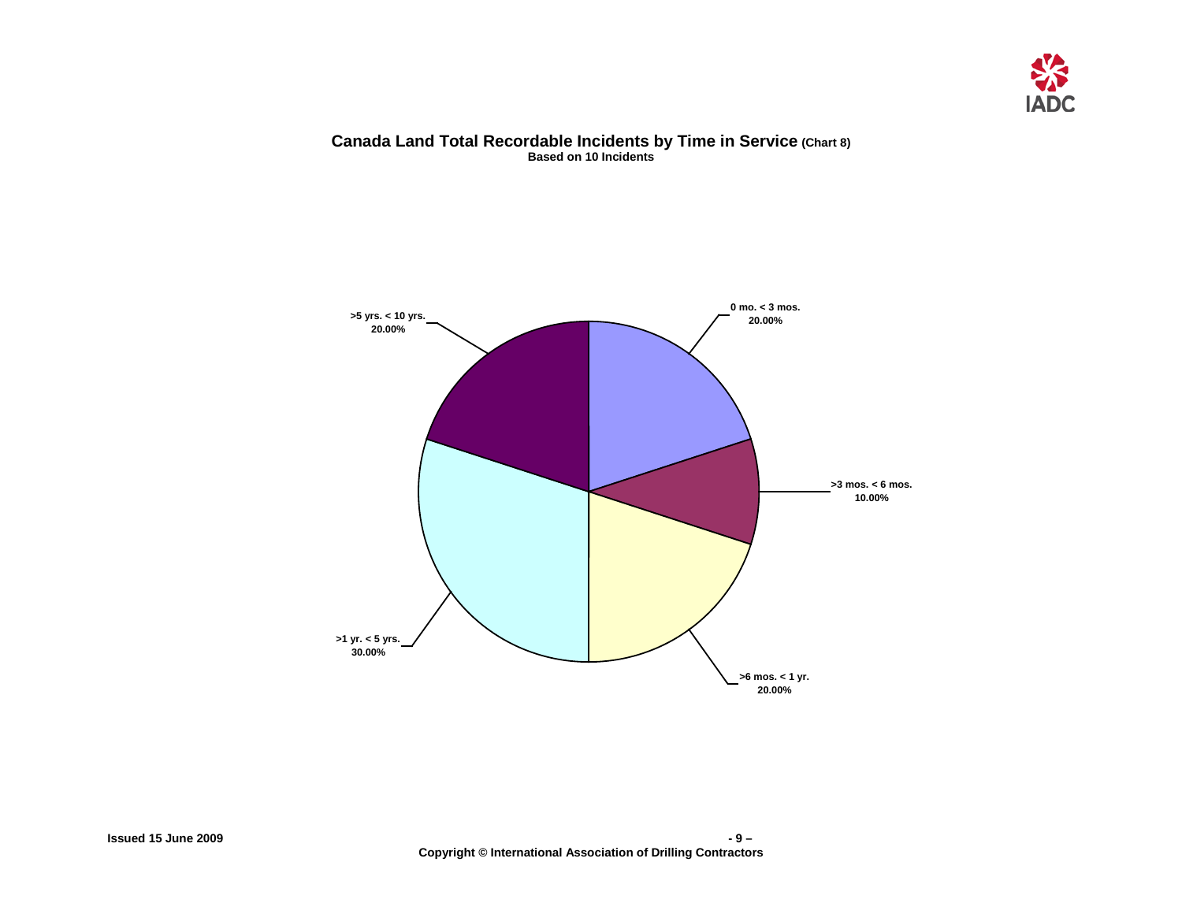## Canada Land Total Recordable Incidents by Time in Service (Chart 8)

**Based on 10 Incidents**

| Time in Service | Percentage |
|---|---|
| 0 mo. < 3 mos. | 20.00% |
| >3 mos. < 6 mos. | 10.00% |
| >6 mos. < 1 yr. | 20.00% |
| >1 yr. < 5 yrs. | 30.00% |
| >5 yrs. < 10 yrs. | 20.00% |

Issued 15 June 2009

Copyright © International Association of Drilling Contractors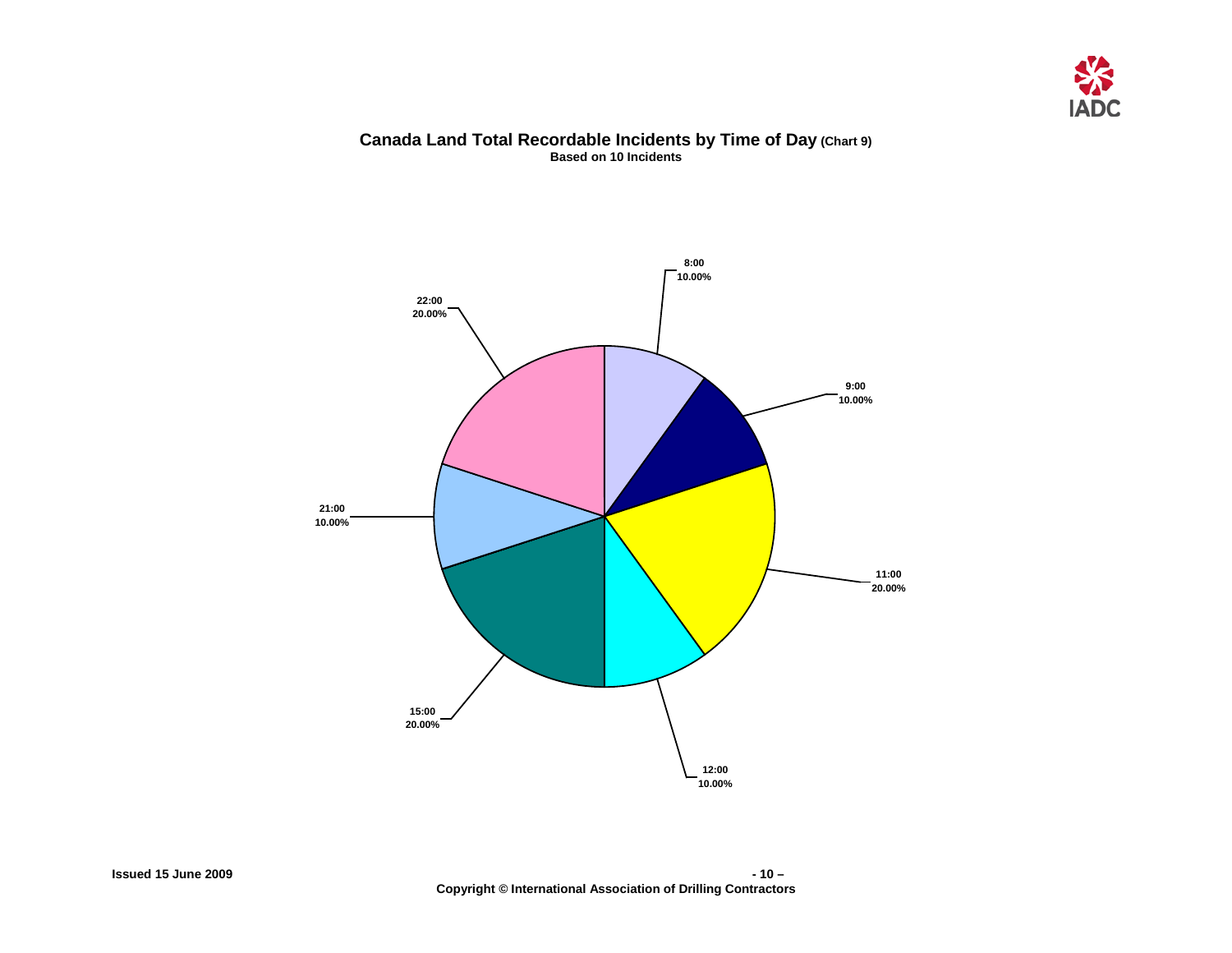## Canada Land Total Recordable Incidents by Time of Day (Chart 9)

**Based on 10 Incidents**

| Time | Percentage |
|---|---|
| 8:00 | 10.00% |
| 9:00 | 10.00% |
| 11:00 | 20.00% |
| 12:00 | 10.00% |
| 15:00 | 20.00% |
| 21:00 | 10.00% |
| 22:00 | 20.00% |

Issued 15 June 2009

Copyright © International Association of Drilling Contractors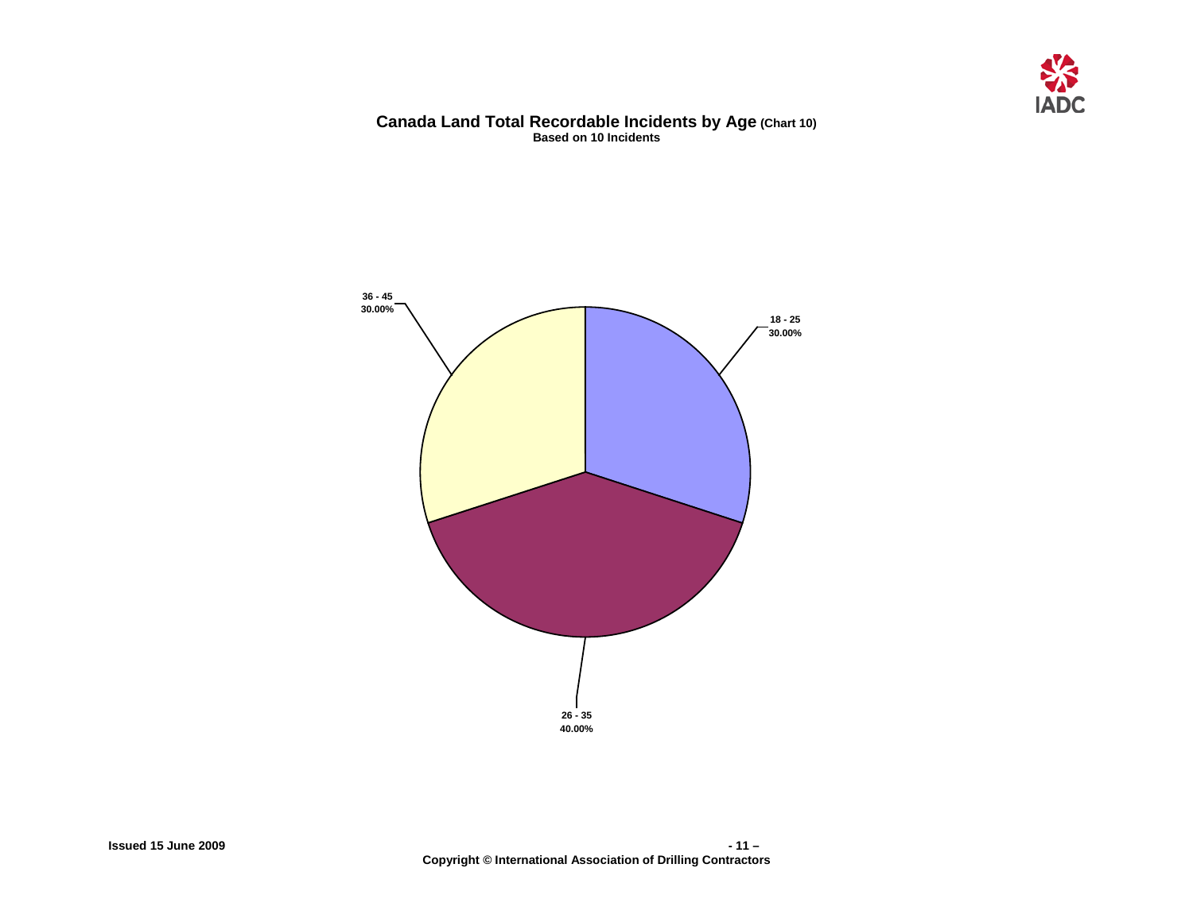**Canada Land Total Recordable Incidents by Age (Chart 10)**
**Based on 10 Incidents**

36 - 45
30.00%

18 - 25
30.00%

26 - 35
40.00%

Issued 15 June 2009

Copyright © International Association of Drilling Contractors